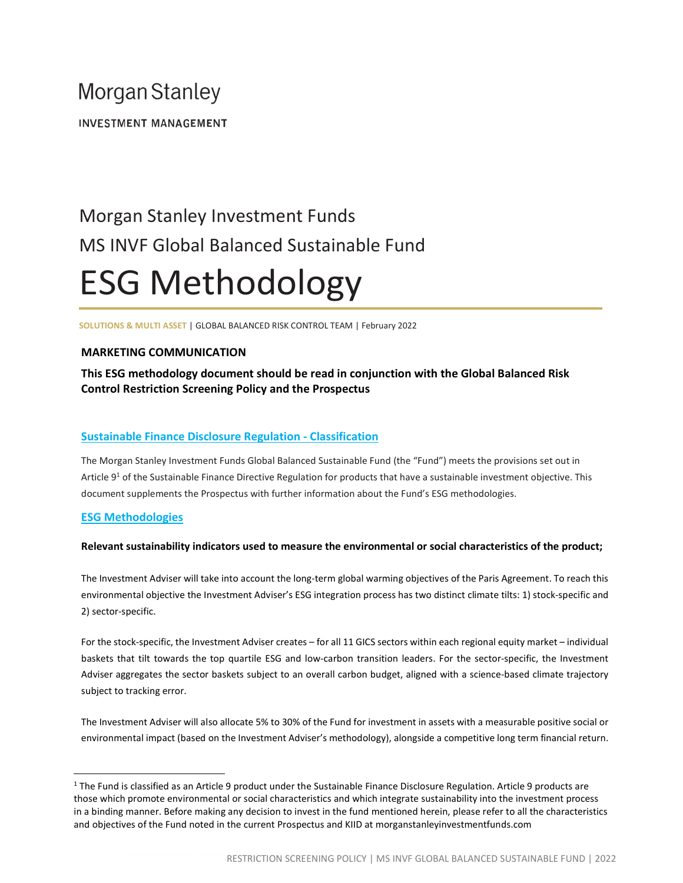Morgan Stanley

INVESTMENT MANAGEMENT

# Morgan Stanley Investment Funds

# MS INVF Global Balanced Sustainable Fund

# ESG Methodology

**SOLUTIONS & MULTI ASSET** | GLOBAL BALANCED RISK CONTROL TEAM | February 2022

**MARKETING COMMUNICATION**

**This ESG methodology document should be read in conjunction with the Global Balanced Risk Control Restriction Screening Policy and the Prospectus**

## Sustainable Finance Disclosure Regulation - Classification

The Morgan Stanley Investment Funds Global Balanced Sustainable Fund (the "Fund") meets the provisions set out in Article 9[1] of the Sustainable Finance Directive Regulation for products that have a sustainable investment objective. This document supplements the Prospectus with further information about the Fund's ESG methodologies.

## ESG Methodologies

**Relevant sustainability indicators used to measure the environmental or social characteristics of the product;**

The Investment Adviser will take into account the long-term global warming objectives of the Paris Agreement. To reach this environmental objective the Investment Adviser's ESG integration process has two distinct climate tilts: 1) stock-specific and 2) sector-specific.

For the stock-specific, the Investment Adviser creates – for all 11 GICS sectors within each regional equity market – individual baskets that tilt towards the top quartile ESG and low-carbon transition leaders. For the sector-specific, the Investment Adviser aggregates the sector baskets subject to an overall carbon budget, aligned with a science-based climate trajectory subject to tracking error.

The Investment Adviser will also allocate 5% to 30% of the Fund for investment in assets with a measurable positive social or environmental impact (based on the Investment Adviser's methodology), alongside a competitive long term financial return.

[1] The Fund is classified as an Article 9 product under the Sustainable Finance Disclosure Regulation. Article 9 products are those which promote environmental or social characteristics and which integrate sustainability into the investment process in a binding manner. Before making any decision to invest in the fund mentioned herein, please refer to all the characteristics and objectives of the Fund noted in the current Prospectus and KIID at morganstanleyinvestmentfunds.com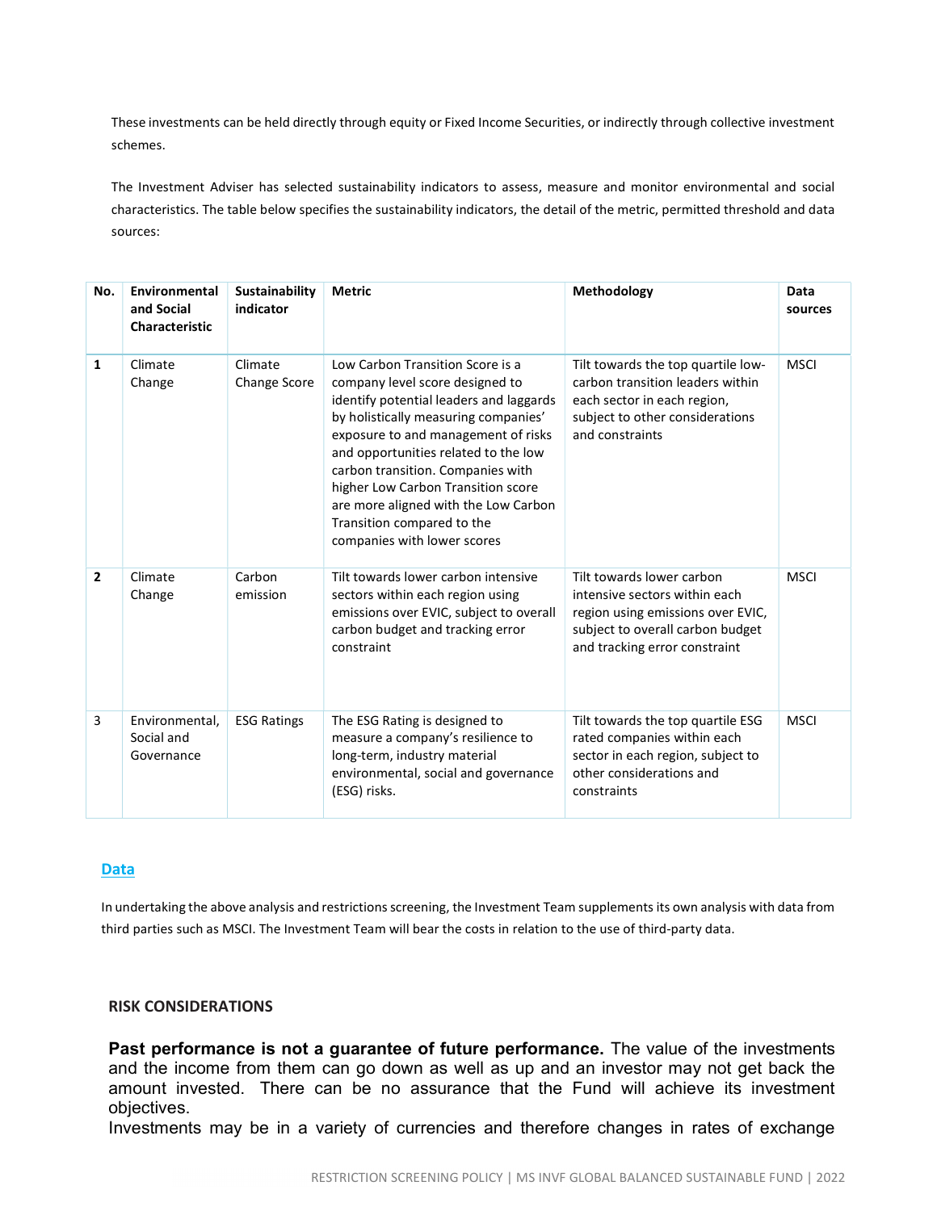These investments can be held directly through equity or Fixed Income Securities, or indirectly through collective investment schemes.

The Investment Adviser has selected sustainability indicators to assess, measure and monitor environmental and social characteristics. The table below specifies the sustainability indicators, the detail of the metric, permitted threshold and data sources:

| No. | Environmental and Social Characteristic | Sustainability indicator | Metric | Methodology | Data sources |
|---|---|---|---|---|---|
| **1** | Climate Change | Climate Change Score | Low Carbon Transition Score is a company level score designed to identify potential leaders and laggards by holistically measuring companies' exposure to and management of risks and opportunities related to the low carbon transition. Companies with higher Low Carbon Transition score are more aligned with the Low Carbon Transition compared to the companies with lower scores | Tilt towards the top quartile low-carbon transition leaders within each sector in each region, subject to other considerations and constraints | MSCI |
| **2** | Climate Change | Carbon emission | Tilt towards lower carbon intensive sectors within each region using emissions over EVIC, subject to overall carbon budget and tracking error constraint | Tilt towards lower carbon intensive sectors within each region using emissions over EVIC, subject to overall carbon budget and tracking error constraint | MSCI |
| 3 | Environmental, Social and Governance | ESG Ratings | The ESG Rating is designed to measure a company's resilience to long-term, industry material environmental, social and governance (ESG) risks. | Tilt towards the top quartile ESG rated companies within each sector in each region, subject to other considerations and constraints | MSCI |

## Data

In undertaking the above analysis and restrictions screening, the Investment Team supplements its own analysis with data from third parties such as MSCI. The Investment Team will bear the costs in relation to the use of third-party data.

## RISK CONSIDERATIONS

**Past performance is not a guarantee of future performance.** The value of the investments and the income from them can go down as well as up and an investor may not get back the amount invested. There can be no assurance that the Fund will achieve its investment objectives.

Investments may be in a variety of currencies and therefore changes in rates of exchange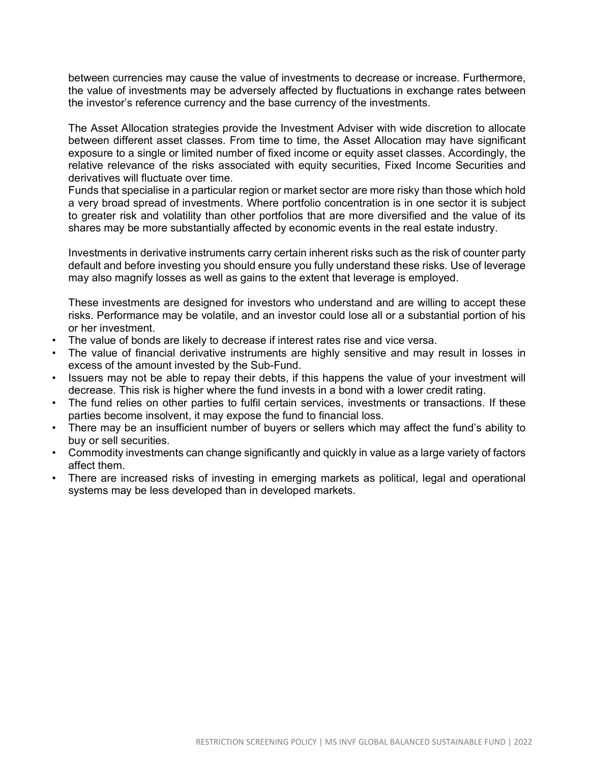between currencies may cause the value of investments to decrease or increase. Furthermore, the value of investments may be adversely affected by fluctuations in exchange rates between the investor's reference currency and the base currency of the investments.

The Asset Allocation strategies provide the Investment Adviser with wide discretion to allocate between different asset classes. From time to time, the Asset Allocation may have significant exposure to a single or limited number of fixed income or equity asset classes. Accordingly, the relative relevance of the risks associated with equity securities, Fixed Income Securities and derivatives will fluctuate over time.
Funds that specialise in a particular region or market sector are more risky than those which hold a very broad spread of investments. Where portfolio concentration is in one sector it is subject to greater risk and volatility than other portfolios that are more diversified and the value of its shares may be more substantially affected by economic events in the real estate industry.

Investments in derivative instruments carry certain inherent risks such as the risk of counter party default and before investing you should ensure you fully understand these risks. Use of leverage may also magnify losses as well as gains to the extent that leverage is employed.

These investments are designed for investors who understand and are willing to accept these risks. Performance may be volatile, and an investor could lose all or a substantial portion of his or her investment.

- The value of bonds are likely to decrease if interest rates rise and vice versa.
- The value of financial derivative instruments are highly sensitive and may result in losses in excess of the amount invested by the Sub-Fund.
- Issuers may not be able to repay their debts, if this happens the value of your investment will decrease. This risk is higher where the fund invests in a bond with a lower credit rating.
- The fund relies on other parties to fulfil certain services, investments or transactions. If these parties become insolvent, it may expose the fund to financial loss.
- There may be an insufficient number of buyers or sellers which may affect the fund's ability to buy or sell securities.
- Commodity investments can change significantly and quickly in value as a large variety of factors affect them.
- There are increased risks of investing in emerging markets as political, legal and operational systems may be less developed than in developed markets.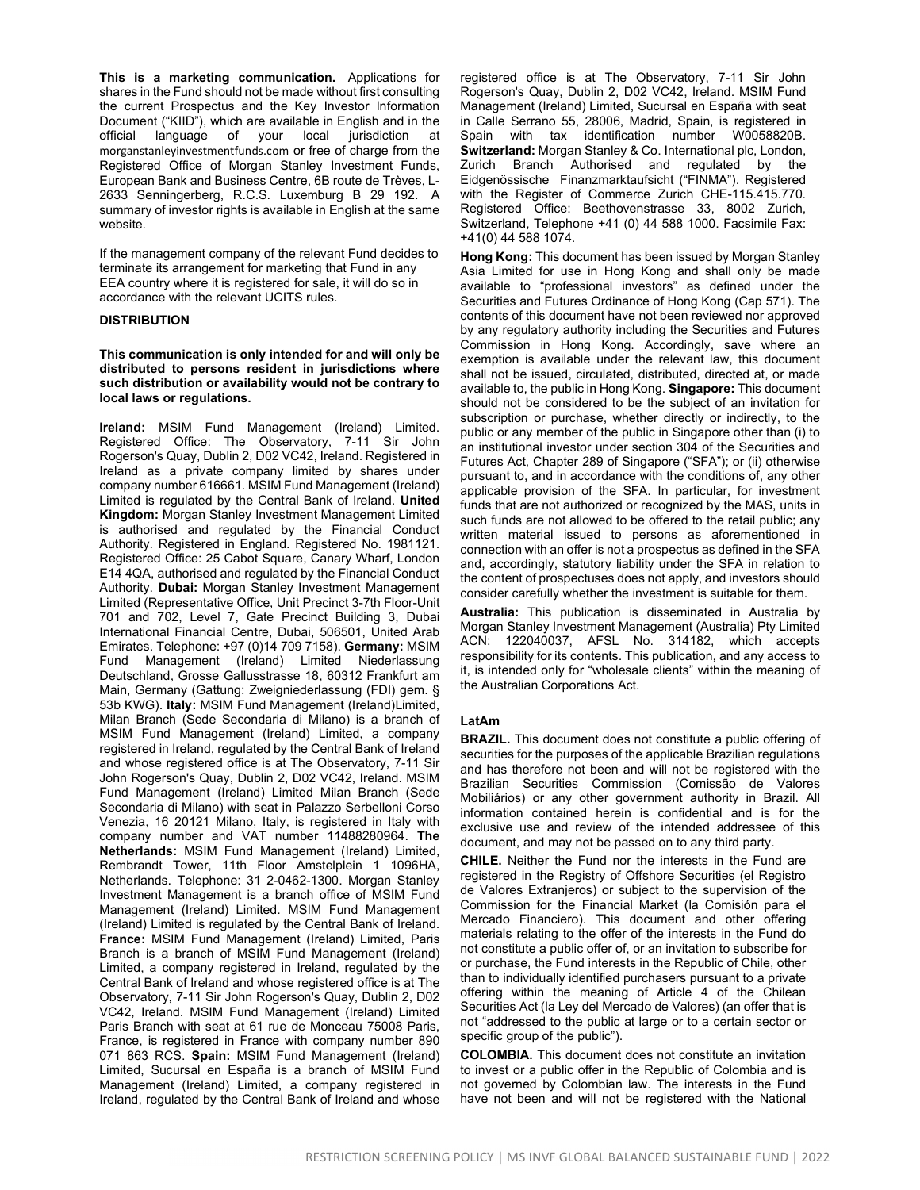**This is a marketing communication.** Applications for shares in the Fund should not be made without first consulting the current Prospectus and the Key Investor Information Document ("KIID"), which are available in English and in the official language of your local jurisdiction at morganstanleyinvestmentfunds.com or free of charge from the Registered Office of Morgan Stanley Investment Funds, European Bank and Business Centre, 6B route de Trèves, L-2633 Senningerberg, R.C.S. Luxemburg B 29 192. A summary of investor rights is available in English at the same website.

If the management company of the relevant Fund decides to terminate its arrangement for marketing that Fund in any EEA country where it is registered for sale, it will do so in accordance with the relevant UCITS rules.

**DISTRIBUTION**

**This communication is only intended for and will only be distributed to persons resident in jurisdictions where such distribution or availability would not be contrary to local laws or regulations.**

**Ireland:** MSIM Fund Management (Ireland) Limited. Registered Office: The Observatory, 7-11 Sir John Rogerson's Quay, Dublin 2, D02 VC42, Ireland. Registered in Ireland as a private company limited by shares under company number 616661. MSIM Fund Management (Ireland) Limited is regulated by the Central Bank of Ireland. **United Kingdom:** Morgan Stanley Investment Management Limited is authorised and regulated by the Financial Conduct Authority. Registered in England. Registered No. 1981121. Registered Office: 25 Cabot Square, Canary Wharf, London E14 4QA, authorised and regulated by the Financial Conduct Authority. **Dubai:** Morgan Stanley Investment Management Limited (Representative Office, Unit Precinct 3-7th Floor-Unit 701 and 702, Level 7, Gate Precinct Building 3, Dubai International Financial Centre, Dubai, 506501, United Arab Emirates. Telephone: +97 (0)14 709 7158). **Germany:** MSIM Fund Management (Ireland) Limited Niederlassung Deutschland, Grosse Gallusstrasse 18, 60312 Frankfurt am Main, Germany (Gattung: Zweigniederlassung (FDI) gem. § 53b KWG). **Italy:** MSIM Fund Management (Ireland)Limited, Milan Branch (Sede Secondaria di Milano) is a branch of MSIM Fund Management (Ireland) Limited, a company registered in Ireland, regulated by the Central Bank of Ireland and whose registered office is at The Observatory, 7-11 Sir John Rogerson's Quay, Dublin 2, D02 VC42, Ireland. MSIM Fund Management (Ireland) Limited Milan Branch (Sede Secondaria di Milano) with seat in Palazzo Serbelloni Corso Venezia, 16 20121 Milano, Italy, is registered in Italy with company number and VAT number 11488280964. **The Netherlands:** MSIM Fund Management (Ireland) Limited, Rembrandt Tower, 11th Floor Amstelplein 1 1096HA, Netherlands. Telephone: 31 2-0462-1300. Morgan Stanley Investment Management is a branch office of MSIM Fund Management (Ireland) Limited. MSIM Fund Management (Ireland) Limited is regulated by the Central Bank of Ireland. **France:** MSIM Fund Management (Ireland) Limited, Paris Branch is a branch of MSIM Fund Management (Ireland) Limited, a company registered in Ireland, regulated by the Central Bank of Ireland and whose registered office is at The Observatory, 7-11 Sir John Rogerson's Quay, Dublin 2, D02 VC42, Ireland. MSIM Fund Management (Ireland) Limited Paris Branch with seat at 61 rue de Monceau 75008 Paris, France, is registered in France with company number 890 071 863 RCS. **Spain:** MSIM Fund Management (Ireland) Limited, Sucursal en España is a branch of MSIM Fund Management (Ireland) Limited, a company registered in Ireland, regulated by the Central Bank of Ireland and whose registered office is at The Observatory, 7-11 Sir John Rogerson's Quay, Dublin 2, D02 VC42, Ireland. MSIM Fund Management (Ireland) Limited, Sucursal en España with seat in Calle Serrano 55, 28006, Madrid, Spain, is registered in Spain with tax identification number W0058820B. **Switzerland:** Morgan Stanley & Co. International plc, London, Zurich Branch Authorised and regulated by the Eidgenössische Finanzmarktaufsicht ("FINMA"). Registered with the Register of Commerce Zurich CHE-115.415.770. Registered Office: Beethovenstrasse 33, 8002 Zurich, Switzerland, Telephone +41 (0) 44 588 1000. Facsimile Fax: +41(0) 44 588 1074.

**Hong Kong:** This document has been issued by Morgan Stanley Asia Limited for use in Hong Kong and shall only be made available to "professional investors" as defined under the Securities and Futures Ordinance of Hong Kong (Cap 571). The contents of this document have not been reviewed nor approved by any regulatory authority including the Securities and Futures Commission in Hong Kong. Accordingly, save where an exemption is available under the relevant law, this document shall not be issued, circulated, distributed, directed at, or made available to, the public in Hong Kong. **Singapore:** This document should not be considered to be the subject of an invitation for subscription or purchase, whether directly or indirectly, to the public or any member of the public in Singapore other than (i) to an institutional investor under section 304 of the Securities and Futures Act, Chapter 289 of Singapore ("SFA"); or (ii) otherwise pursuant to, and in accordance with the conditions of, any other applicable provision of the SFA. In particular, for investment funds that are not authorized or recognized by the MAS, units in such funds are not allowed to be offered to the retail public; any written material issued to persons as aforementioned in connection with an offer is not a prospectus as defined in the SFA and, accordingly, statutory liability under the SFA in relation to the content of prospectuses does not apply, and investors should consider carefully whether the investment is suitable for them.

**Australia:** This publication is disseminated in Australia by Morgan Stanley Investment Management (Australia) Pty Limited ACN: 122040037, AFSL No. 314182, which accepts responsibility for its contents. This publication, and any access to it, is intended only for "wholesale clients" within the meaning of the Australian Corporations Act.

**LatAm**

**BRAZIL.** This document does not constitute a public offering of securities for the purposes of the applicable Brazilian regulations and has therefore not been and will not be registered with the Brazilian Securities Commission (Comissão de Valores Mobiliários) or any other government authority in Brazil. All information contained herein is confidential and is for the exclusive use and review of the intended addressee of this document, and may not be passed on to any third party.

**CHILE.** Neither the Fund nor the interests in the Fund are registered in the Registry of Offshore Securities (el Registro de Valores Extranjeros) or subject to the supervision of the Commission for the Financial Market (la Comisión para el Mercado Financiero). This document and other offering materials relating to the offer of the interests in the Fund do not constitute a public offer of, or an invitation to subscribe for or purchase, the Fund interests in the Republic of Chile, other than to individually identified purchasers pursuant to a private offering within the meaning of Article 4 of the Chilean Securities Act (la Ley del Mercado de Valores) (an offer that is not "addressed to the public at large or to a certain sector or specific group of the public").

**COLOMBIA.** This document does not constitute an invitation to invest or a public offer in the Republic of Colombia and is not governed by Colombian law. The interests in the Fund have not been and will not be registered with the National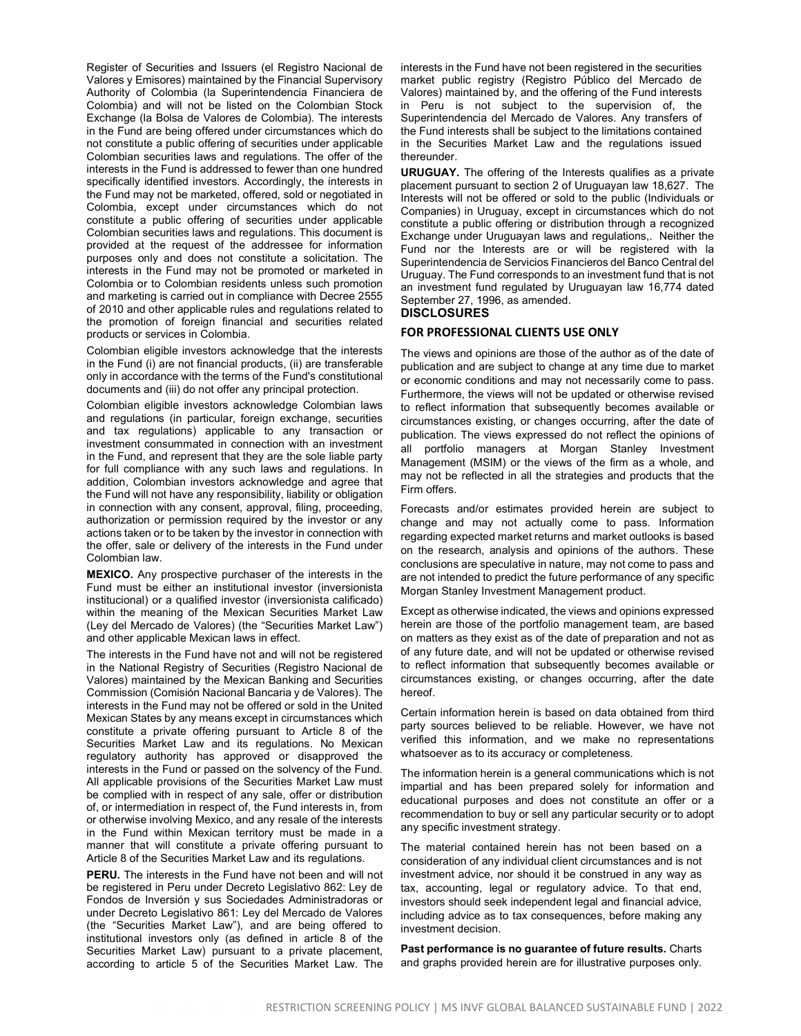Register of Securities and Issuers (el Registro Nacional de Valores y Emisores) maintained by the Financial Supervisory Authority of Colombia (la Superintendencia Financiera de Colombia) and will not be listed on the Colombian Stock Exchange (la Bolsa de Valores de Colombia). The interests in the Fund are being offered under circumstances which do not constitute a public offering of securities under applicable Colombian securities laws and regulations. The offer of the interests in the Fund is addressed to fewer than one hundred specifically identified investors. Accordingly, the interests in the Fund may not be marketed, offered, sold or negotiated in Colombia, except under circumstances which do not constitute a public offering of securities under applicable Colombian securities laws and regulations. This document is provided at the request of the addressee for information purposes only and does not constitute a solicitation. The interests in the Fund may not be promoted or marketed in Colombia or to Colombian residents unless such promotion and marketing is carried out in compliance with Decree 2555 of 2010 and other applicable rules and regulations related to the promotion of foreign financial and securities related products or services in Colombia.

Colombian eligible investors acknowledge that the interests in the Fund (i) are not financial products, (ii) are transferable only in accordance with the terms of the Fund's constitutional documents and (iii) do not offer any principal protection.

Colombian eligible investors acknowledge Colombian laws and regulations (in particular, foreign exchange, securities and tax regulations) applicable to any transaction or investment consummated in connection with an investment in the Fund, and represent that they are the sole liable party for full compliance with any such laws and regulations. In addition, Colombian investors acknowledge and agree that the Fund will not have any responsibility, liability or obligation in connection with any consent, approval, filing, proceeding, authorization or permission required by the investor or any actions taken or to be taken by the investor in connection with the offer, sale or delivery of the interests in the Fund under Colombian law.

**MEXICO.** Any prospective purchaser of the interests in the Fund must be either an institutional investor (inversionista institucional) or a qualified investor (inversionista calificado) within the meaning of the Mexican Securities Market Law (Ley del Mercado de Valores) (the "Securities Market Law") and other applicable Mexican laws in effect.

The interests in the Fund have not and will not be registered in the National Registry of Securities (Registro Nacional de Valores) maintained by the Mexican Banking and Securities Commission (Comisión Nacional Bancaria y de Valores). The interests in the Fund may not be offered or sold in the United Mexican States by any means except in circumstances which constitute a private offering pursuant to Article 8 of the Securities Market Law and its regulations. No Mexican regulatory authority has approved or disapproved the interests in the Fund or passed on the solvency of the Fund. All applicable provisions of the Securities Market Law must be complied with in respect of any sale, offer or distribution of, or intermediation in respect of, the Fund interests in, from or otherwise involving Mexico, and any resale of the interests in the Fund within Mexican territory must be made in a manner that will constitute a private offering pursuant to Article 8 of the Securities Market Law and its regulations.

**PERU.** The interests in the Fund have not been and will not be registered in Peru under Decreto Legislativo 862: Ley de Fondos de Inversión y sus Sociedades Administradoras or under Decreto Legislativo 861: Ley del Mercado de Valores (the "Securities Market Law"), and are being offered to institutional investors only (as defined in article 8 of the Securities Market Law) pursuant to a private placement, according to article 5 of the Securities Market Law. The interests in the Fund have not been registered in the securities market public registry (Registro Público del Mercado de Valores) maintained by, and the offering of the Fund interests in Peru is not subject to the supervision of, the Superintendencia del Mercado de Valores. Any transfers of the Fund interests shall be subject to the limitations contained in the Securities Market Law and the regulations issued thereunder.

**URUGUAY.** The offering of the Interests qualifies as a private placement pursuant to section 2 of Uruguayan law 18,627. The Interests will not be offered or sold to the public (Individuals or Companies) in Uruguay, except in circumstances which do not constitute a public offering or distribution through a recognized Exchange under Uruguayan laws and regulations,. Neither the Fund nor the Interests are or will be registered with la Superintendencia de Servicios Financieros del Banco Central del Uruguay. The Fund corresponds to an investment fund that is not an investment fund regulated by Uruguayan law 16,774 dated September 27, 1996, as amended.

## DISCLOSURES

### FOR PROFESSIONAL CLIENTS USE ONLY

The views and opinions are those of the author as of the date of publication and are subject to change at any time due to market or economic conditions and may not necessarily come to pass. Furthermore, the views will not be updated or otherwise revised to reflect information that subsequently becomes available or circumstances existing, or changes occurring, after the date of publication. The views expressed do not reflect the opinions of all portfolio managers at Morgan Stanley Investment Management (MSIM) or the views of the firm as a whole, and may not be reflected in all the strategies and products that the Firm offers.

Forecasts and/or estimates provided herein are subject to change and may not actually come to pass. Information regarding expected market returns and market outlooks is based on the research, analysis and opinions of the authors. These conclusions are speculative in nature, may not come to pass and are not intended to predict the future performance of any specific Morgan Stanley Investment Management product.

Except as otherwise indicated, the views and opinions expressed herein are those of the portfolio management team, are based on matters as they exist as of the date of preparation and not as of any future date, and will not be updated or otherwise revised to reflect information that subsequently becomes available or circumstances existing, or changes occurring, after the date hereof.

Certain information herein is based on data obtained from third party sources believed to be reliable. However, we have not verified this information, and we make no representations whatsoever as to its accuracy or completeness.

The information herein is a general communications which is not impartial and has been prepared solely for information and educational purposes and does not constitute an offer or a recommendation to buy or sell any particular security or to adopt any specific investment strategy.

The material contained herein has not been based on a consideration of any individual client circumstances and is not investment advice, nor should it be construed in any way as tax, accounting, legal or regulatory advice. To that end, investors should seek independent legal and financial advice, including advice as to tax consequences, before making any investment decision.

**Past performance is no guarantee of future results.** Charts and graphs provided herein are for illustrative purposes only.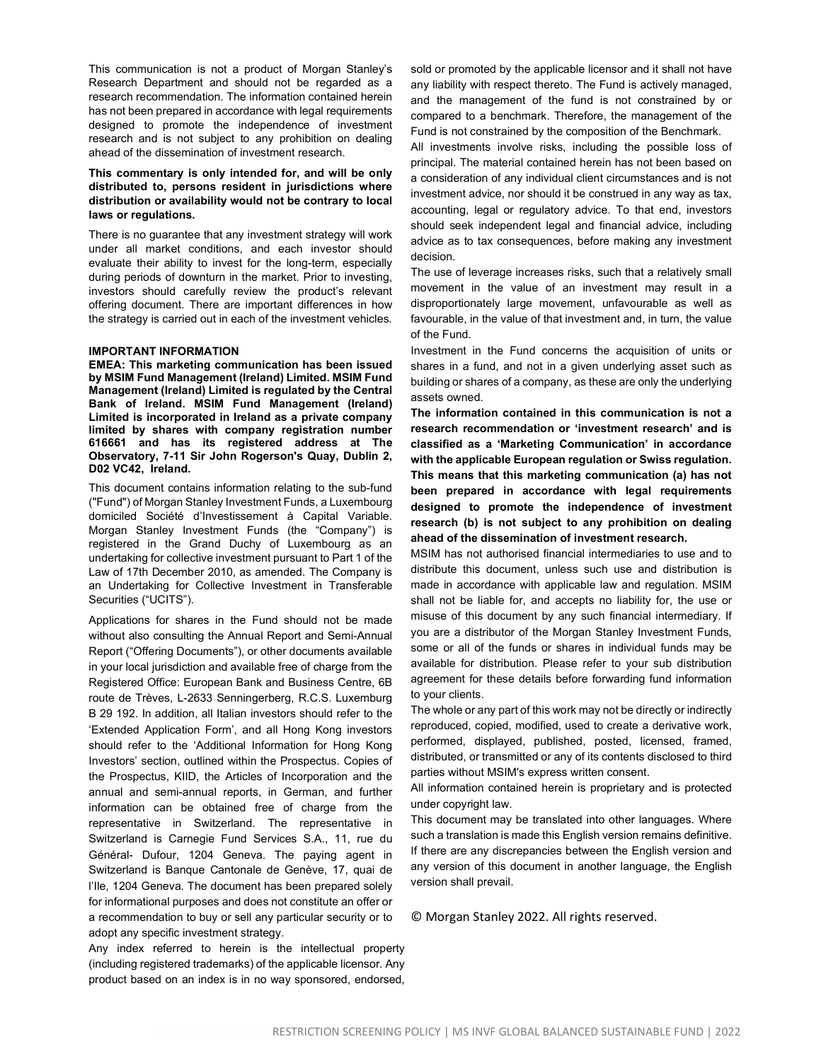This communication is not a product of Morgan Stanley's Research Department and should not be regarded as a research recommendation. The information contained herein has not been prepared in accordance with legal requirements designed to promote the independence of investment research and is not subject to any prohibition on dealing ahead of the dissemination of investment research.

**This commentary is only intended for, and will be only distributed to, persons resident in jurisdictions where distribution or availability would not be contrary to local laws or regulations.**

There is no guarantee that any investment strategy will work under all market conditions, and each investor should evaluate their ability to invest for the long-term, especially during periods of downturn in the market. Prior to investing, investors should carefully review the product's relevant offering document. There are important differences in how the strategy is carried out in each of the investment vehicles.

**IMPORTANT INFORMATION**

**EMEA: This marketing communication has been issued by MSIM Fund Management (Ireland) Limited. MSIM Fund Management (Ireland) Limited is regulated by the Central Bank of Ireland. MSIM Fund Management (Ireland) Limited is incorporated in Ireland as a private company limited by shares with company registration number 616661 and has its registered address at The Observatory, 7-11 Sir John Rogerson's Quay, Dublin 2, D02 VC42, Ireland.**

This document contains information relating to the sub-fund ("Fund") of Morgan Stanley Investment Funds, a Luxembourg domiciled Société d'Investissement à Capital Variable. Morgan Stanley Investment Funds (the "Company") is registered in the Grand Duchy of Luxembourg as an undertaking for collective investment pursuant to Part 1 of the Law of 17th December 2010, as amended. The Company is an Undertaking for Collective Investment in Transferable Securities ("UCITS").

Applications for shares in the Fund should not be made without also consulting the Annual Report and Semi-Annual Report ("Offering Documents"), or other documents available in your local jurisdiction and available free of charge from the Registered Office: European Bank and Business Centre, 6B route de Trèves, L-2633 Senningerberg, R.C.S. Luxemburg B 29 192. In addition, all Italian investors should refer to the 'Extended Application Form', and all Hong Kong investors should refer to the 'Additional Information for Hong Kong Investors' section, outlined within the Prospectus. Copies of the Prospectus, KIID, the Articles of Incorporation and the annual and semi-annual reports, in German, and further information can be obtained free of charge from the representative in Switzerland. The representative in Switzerland is Carnegie Fund Services S.A., 11, rue du Général- Dufour, 1204 Geneva. The paying agent in Switzerland is Banque Cantonale de Genève, 17, quai de l'Ile, 1204 Geneva. The document has been prepared solely for informational purposes and does not constitute an offer or a recommendation to buy or sell any particular security or to adopt any specific investment strategy.

Any index referred to herein is the intellectual property (including registered trademarks) of the applicable licensor. Any product based on an index is in no way sponsored, endorsed, sold or promoted by the applicable licensor and it shall not have any liability with respect thereto. The Fund is actively managed, and the management of the fund is not constrained by or compared to a benchmark. Therefore, the management of the Fund is not constrained by the composition of the Benchmark.

All investments involve risks, including the possible loss of principal. The material contained herein has not been based on a consideration of any individual client circumstances and is not investment advice, nor should it be construed in any way as tax, accounting, legal or regulatory advice. To that end, investors should seek independent legal and financial advice, including advice as to tax consequences, before making any investment decision.

The use of leverage increases risks, such that a relatively small movement in the value of an investment may result in a disproportionately large movement, unfavourable as well as favourable, in the value of that investment and, in turn, the value of the Fund.

Investment in the Fund concerns the acquisition of units or shares in a fund, and not in a given underlying asset such as building or shares of a company, as these are only the underlying assets owned.

**The information contained in this communication is not a research recommendation or 'investment research' and is classified as a 'Marketing Communication' in accordance with the applicable European regulation or Swiss regulation. This means that this marketing communication (a) has not been prepared in accordance with legal requirements designed to promote the independence of investment research (b) is not subject to any prohibition on dealing ahead of the dissemination of investment research.**

MSIM has not authorised financial intermediaries to use and to distribute this document, unless such use and distribution is made in accordance with applicable law and regulation. MSIM shall not be liable for, and accepts no liability for, the use or misuse of this document by any such financial intermediary. If you are a distributor of the Morgan Stanley Investment Funds, some or all of the funds or shares in individual funds may be available for distribution. Please refer to your sub distribution agreement for these details before forwarding fund information to your clients.

The whole or any part of this work may not be directly or indirectly reproduced, copied, modified, used to create a derivative work, performed, displayed, published, posted, licensed, framed, distributed, or transmitted or any of its contents disclosed to third parties without MSIM's express written consent.

All information contained herein is proprietary and is protected under copyright law.

This document may be translated into other languages. Where such a translation is made this English version remains definitive. If there are any discrepancies between the English version and any version of this document in another language, the English version shall prevail.

© Morgan Stanley 2022. All rights reserved.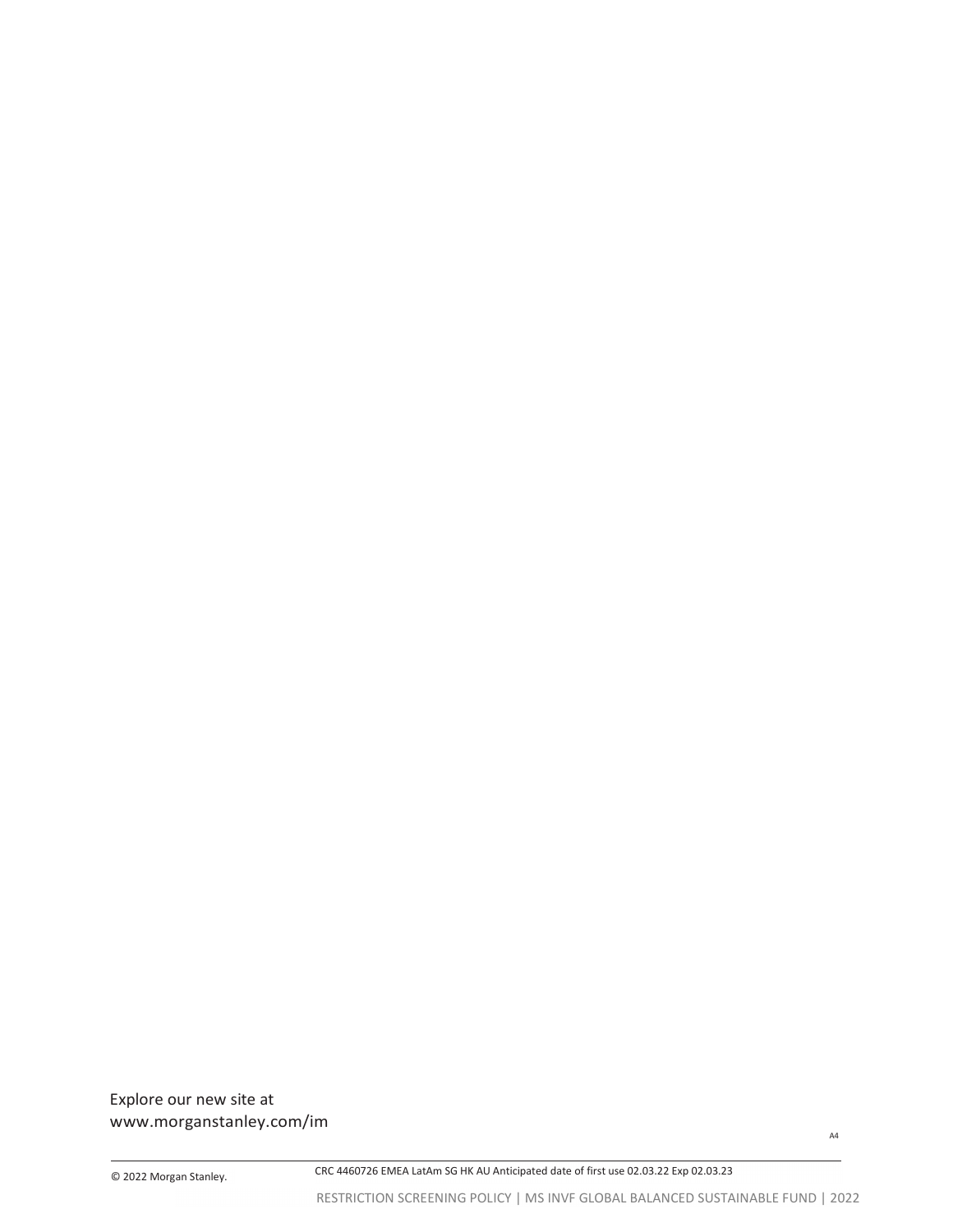Explore our new site at
www.morganstanley.com/im

A4

© 2022 Morgan Stanley.

CRC 4460726 EMEA LatAm SG HK AU Anticipated date of first use 02.03.22 Exp 02.03.23